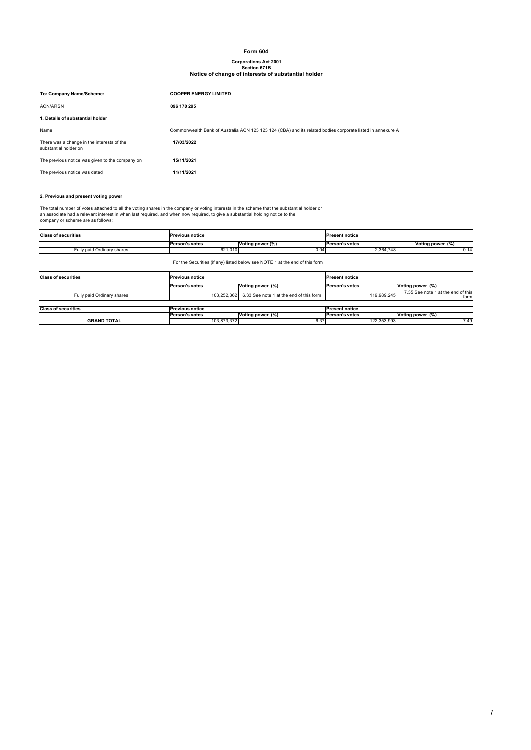# Form 604

**Corporations Act 2001**
**Section 671B**
**Notice of change of interests of substantial holder**

| | |
|---|---|
| **To: Company Name/Scheme:** | **COOPER ENERGY LIMITED** |
| ACN/ARSN | **096 170 295** |

**1. Details of substantial holder**

| | |
|---|---|
| Name | Commonwealth Bank of Australia ACN 123 123 124 (CBA) and its related bodies corporate listed in annexure A |
| There was a change in the interests of the substantial holder on | **17/03/2022** |
| The previous notice was given to the company on | **15/11/2021** |
| The previous notice was dated | **11/11/2021** |

**2. Previous and present voting power**

The total number of votes attached to all the voting shares in the company or voting interests in the scheme that the substantial holder or an associate had a relevant interest in when last required, and when now required, to give a substantial holding notice to the company or scheme are as follows:

| Class of securities | Previous notice | | Present notice | |
|---|---|---|---|---|
| | Person's votes | Voting power (%) | Person's votes | Voting power (%) |
| Fully paid Ordinary shares | 621,010 | 0.04 | 2,364,748 | 0.14 |

For the Securities (if any) listed below see NOTE 1 at the end of this form

| Class of securities | Previous notice | | Present notice | |
|---|---|---|---|---|
| | Person's votes | Voting power (%) | Person's votes | Voting power (%) |
| Fully paid Ordinary shares | 103,252,362 | 6.33 See note 1 at the end of this form | 119,989,245 | 7.35 See note 1 at the end of this form |

| Class of securities | Previous notice | | Present notice | |
|---|---|---|---|---|
| | Person's votes | Voting power (%) | Person's votes | Voting power (%) |
| **GRAND TOTAL** | 103,873,372 | 6.37 | 122,353,993 | 7.49 |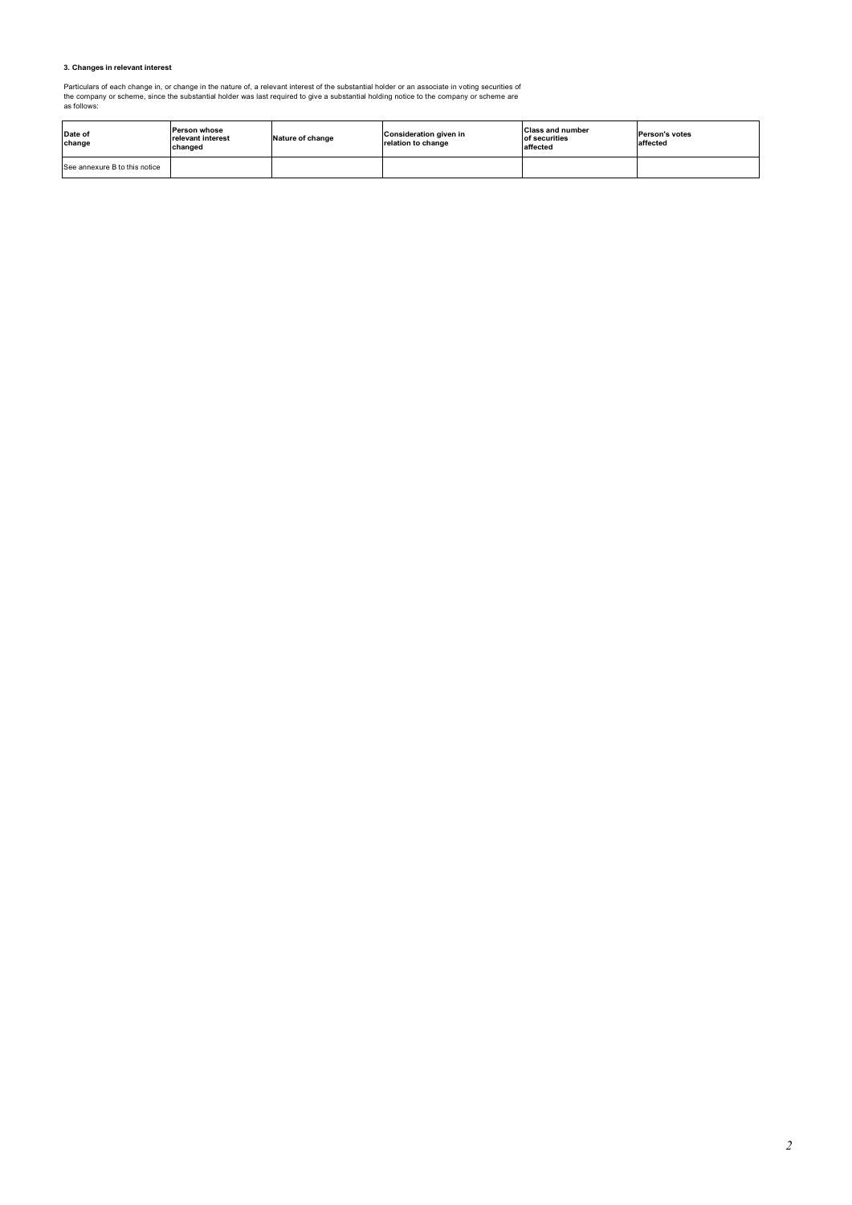### 3. Changes in relevant interest

Particulars of each change in, or change in the nature of, a relevant interest of the substantial holder or an associate in voting securities of the company or scheme, since the substantial holder was last required to give a substantial holding notice to the company or scheme are as follows:

| Date of change | Person whose relevant interest changed | Nature of change | Consideration given in relation to change | Class and number of securities affected | Person's votes affected |
|---|---|---|---|---|---|
| See annexure B to this notice | | | | | |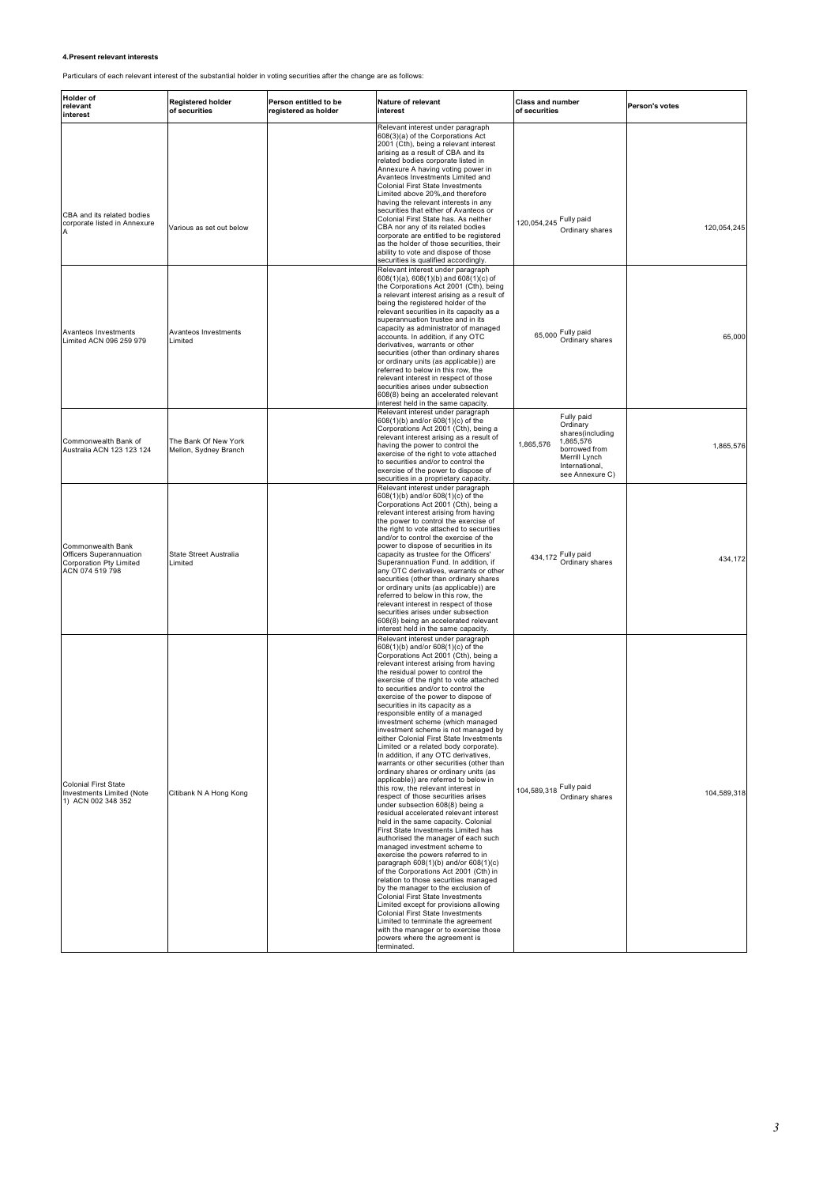**4.Present relevant interests**

Particulars of each relevant interest of the substantial holder in voting securities after the change are as follows:

| Holder of relevant interest | Registered holder of securities | Person entitled to be registered as holder | Nature of relevant interest | Class and number of securities | | Person's votes |
|---|---|---|---|---|---|---|
| CBA and its related bodies corporate listed in Annexure A | Various as set out below | | Relevant interest under paragraph 608(3)(a) of the Corporations Act 2001 (Cth), being a relevant interest arising as a result of CBA and its related bodies corporate listed in Annexure A having voting power in Avanteos Investments Limited and Colonial First State Investments Limited above 20%,and therefore having the relevant interests in any securities that either of Avanteos or Colonial First State has. As neither CBA nor any of its related bodies corporate are entitled to be registered as the holder of those securities, their ability to vote and dispose of those securities is qualified accordingly. | 120,054,245 | Fully paid Ordinary shares | 120,054,245 |
| Avanteos Investments Limited ACN 096 259 979 | Avanteos Investments Limited | | Relevant interest under paragraph 608(1)(a), 608(1)(b) and 608(1)(c) of the Corporations Act 2001 (Cth), being a relevant interest arising as a result of being the registered holder of the relevant securities in its capacity as a superannuation trustee and in its capacity as administrator of managed accounts. In addition, if any OTC derivatives, warrants or other securities (other than ordinary shares or ordinary units (as applicable)) are referred to below in this row, the relevant interest in respect of those securities arises under subsection 608(8) being an accelerated relevant interest held in the same capacity. | 65,000 | Fully paid Ordinary shares | 65,000 |
| Commonwealth Bank of Australia ACN 123 123 124 | The Bank Of New York Mellon, Sydney Branch | | Relevant interest under paragraph 608(1)(b) and/or 608(1)(c) of the Corporations Act 2001 (Cth), being a relevant interest arising as a result of having the power to control the exercise of the right to vote attached to securities and/or to control the exercise of the power to dispose of securities in a proprietary capacity. | 1,865,576 | Fully paid Ordinary shares(including 1,865,576 borrowed from Merrill Lynch International, see Annexure C) | 1,865,576 |
| Commonwealth Bank Officers Superannuation Corporation Pty Limited ACN 074 519 798 | State Street Australia Limited | | Relevant interest under paragraph 608(1)(b) and/or 608(1)(c) of the Corporations Act 2001 (Cth), being a relevant interest arising from having the power to control the exercise of the right to vote attached to securities and/or to control the exercise of the power to dispose of securities in its capacity as trustee for the Officers' Superannuation Fund. In addition, if any OTC derivatives, warrants or other securities (other than ordinary shares or ordinary units (as applicable)) are referred to below in this row, the relevant interest in respect of those securities arises under subsection 608(8) being an accelerated relevant interest held in the same capacity. | 434,172 | Fully paid Ordinary shares | 434,172 |
| Colonial First State Investments Limited (Note 1) ACN 002 348 352 | Citibank N A Hong Kong | | Relevant interest under paragraph 608(1)(b) and/or 608(1)(c) of the Corporations Act 2001 (Cth), being a relevant interest arising from having the residual power to control the exercise of the right to vote attached to securities and/or to control the exercise of the power to dispose of securities in its capacity as a responsible entity of a managed investment scheme (which managed investment scheme is not managed by either Colonial First State Investments Limited or a related body corporate). In addition, if any OTC derivatives, warrants or other securities (other than ordinary shares or ordinary units (as applicable)) are referred to below in this row, the relevant interest in respect of those securities arises under subsection 608(8) being a residual accelerated relevant interest held in the same capacity. Colonial First State Investments Limited has authorised the manager of each such managed investment scheme to exercise the powers referred to in paragraph 608(1)(b) and/or 608(1)(c) of the Corporations Act 2001 (Cth) in relation to those securities managed by the manager to the exclusion of Colonial First State Investments Limited except for provisions allowing Colonial First State Investments Limited to terminate the agreement with the manager or to exercise those powers where the agreement is terminated. | 104,589,318 | Fully paid Ordinary shares | 104,589,318 |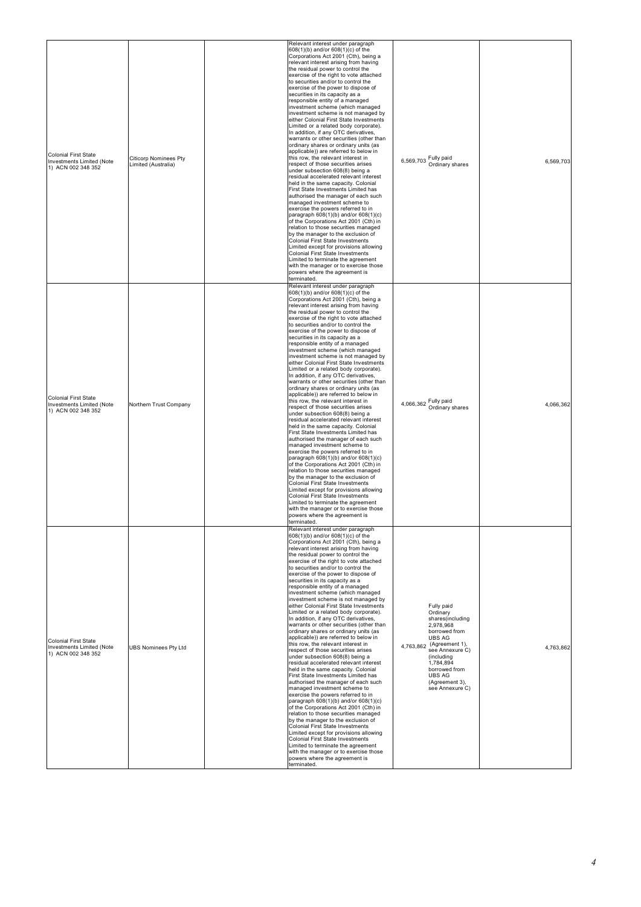| | | | | | |
|---|---|---|---|---|---|
| Colonial First State Investments Limited (Note 1) ACN 002 348 352 | Citicorp Nominees Pty Limited (Australia) | | Relevant interest under paragraph 608(1)(b) and/or 608(1)(c) of the Corporations Act 2001 (Cth), being a relevant interest arising from having the residual power to control the exercise of the right to vote attached to securities and/or to control the exercise of the power to dispose of securities in its capacity as a responsible entity of a managed investment scheme (which managed investment scheme is not managed by either Colonial First State Investments Limited or a related body corporate). In addition, if any OTC derivatives, warrants or other securities (other than ordinary shares or ordinary units (as applicable)) are referred to below in this row, the relevant interest in respect of those securities arises under subsection 608(8) being a residual accelerated relevant interest held in the same capacity. Colonial First State Investments Limited has authorised the manager of each such managed investment scheme to exercise the powers referred to in paragraph 608(1)(b) and/or 608(1)(c) of the Corporations Act 2001 (Cth) in relation to those securities managed by the manager to the exclusion of Colonial First State Investments Limited except for provisions allowing Colonial First State Investments Limited to terminate the agreement with the manager or to exercise those powers where the agreement is terminated. | 6,569,703 Fully paid Ordinary shares | 6,569,703 |
| Colonial First State Investments Limited (Note 1) ACN 002 348 352 | Northern Trust Company | | Relevant interest under paragraph 608(1)(b) and/or 608(1)(c) of the Corporations Act 2001 (Cth), being a relevant interest arising from having the residual power to control the exercise of the right to vote attached to securities and/or to control the exercise of the power to dispose of securities in its capacity as a responsible entity of a managed investment scheme (which managed investment scheme is not managed by either Colonial First State Investments Limited or a related body corporate). In addition, if any OTC derivatives, warrants or other securities (other than ordinary shares or ordinary units (as applicable)) are referred to below in this row, the relevant interest in respect of those securities arises under subsection 608(8) being a residual accelerated relevant interest held in the same capacity. Colonial First State Investments Limited has authorised the manager of each such managed investment scheme to exercise the powers referred to in paragraph 608(1)(b) and/or 608(1)(c) of the Corporations Act 2001 (Cth) in relation to those securities managed by the manager to the exclusion of Colonial First State Investments Limited except for provisions allowing Colonial First State Investments Limited to terminate the agreement with the manager or to exercise those powers where the agreement is terminated. | 4,066,362 Fully paid Ordinary shares | 4,066,362 |
| Colonial First State Investments Limited (Note 1) ACN 002 348 352 | UBS Nominees Pty Ltd | | Relevant interest under paragraph 608(1)(b) and/or 608(1)(c) of the Corporations Act 2001 (Cth), being a relevant interest arising from having the residual power to control the exercise of the right to vote attached to securities and/or to control the exercise of the power to dispose of securities in its capacity as a responsible entity of a managed investment scheme (which managed investment scheme is not managed by either Colonial First State Investments Limited or a related body corporate). In addition, if any OTC derivatives, warrants or other securities (other than ordinary shares or ordinary units (as applicable)) are referred to below in this row, the relevant interest in respect of those securities arises under subsection 608(8) being a residual accelerated relevant interest held in the same capacity. Colonial First State Investments Limited has authorised the manager of each such managed investment scheme to exercise the powers referred to in paragraph 608(1)(b) and/or 608(1)(c) of the Corporations Act 2001 (Cth) in relation to those securities managed by the manager to the exclusion of Colonial First State Investments Limited except for provisions allowing Colonial First State Investments Limited to terminate the agreement with the manager or to exercise those powers where the agreement is terminated. | 4,763,862 Fully paid Ordinary shares(including 2,978,968 borrowed from UBS AG (Agreement 1), see Annexure C) (including 1,784,894 borrowed from UBS AG (Agreement 3), see Annexure C) | 4,763,862 |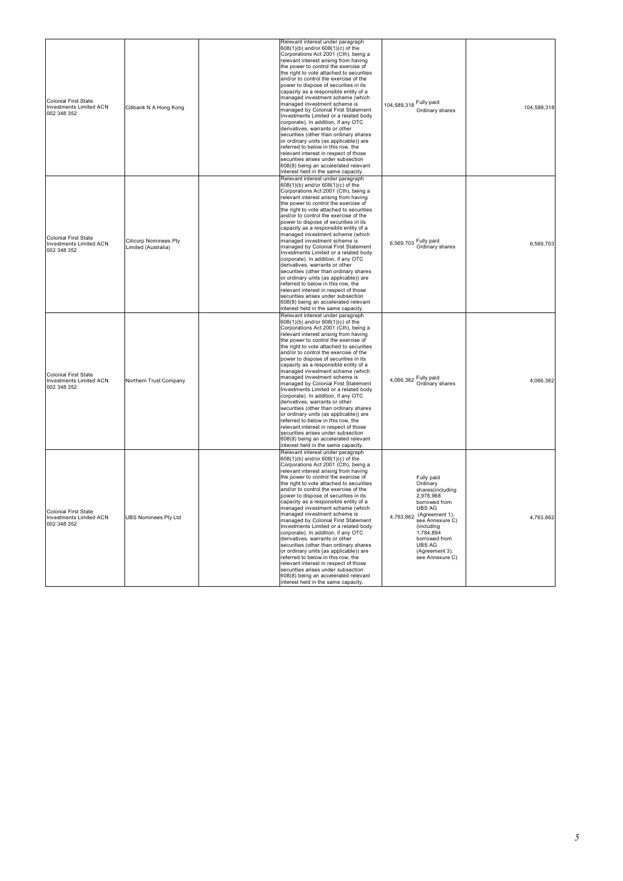| | | | | | |
|---|---|---|---|---|---|
| Colonial First State Investments Limited ACN 002 348 352 | Citibank N A Hong Kong | | Relevant interest under paragraph 608(1)(b) and/or 608(1)(c) of the Corporations Act 2001 (Cth), being a relevant interest arising from having the power to control the exercise of the right to vote attached to securities and/or to control the exercise of the power to dispose of securities in its capacity as a responsible entity of a managed investment scheme (which managed investment scheme is managed by Colonial First Statement Investments Limited or a related body corporate). In addition, if any OTC derivatives, warrants or other securities (other than ordinary shares or ordinary units (as applicable)) are referred to below in this row, the relevant interest in respect of those securities arises under subsection 608(8) being an accelerated relevant interest held in the same capacity. | 104,589,318 Fully paid Ordinary shares | 104,589,318 |
| Colonial First State Investments Limited ACN 002 348 352 | Citicorp Nominees Pty Limited (Australia) | | Relevant interest under paragraph 608(1)(b) and/or 608(1)(c) of the Corporations Act 2001 (Cth), being a relevant interest arising from having the power to control the exercise of the right to vote attached to securities and/or to control the exercise of the power to dispose of securities in its capacity as a responsible entity of a managed investment scheme (which managed investment scheme is managed by Colonial First Statement Investments Limited or a related body corporate). In addition, if any OTC derivatives, warrants or other securities (other than ordinary shares or ordinary units (as applicable)) are referred to below in this row, the relevant interest in respect of those securities arises under subsection 608(8) being an accelerated relevant interest held in the same capacity. | 6,569,703 Fully paid Ordinary shares | 6,569,703 |
| Colonial First State Investments Limited ACN 002 348 352 | Northern Trust Company | | Relevant interest under paragraph 608(1)(b) and/or 608(1)(c) of the Corporations Act 2001 (Cth), being a relevant interest arising from having the power to control the exercise of the right to vote attached to securities and/or to control the exercise of the power to dispose of securities in its capacity as a responsible entity of a managed investment scheme (which managed investment scheme is managed by Colonial First Statement Investments Limited or a related body corporate). In addition, if any OTC derivatives, warrants or other securities (other than ordinary shares or ordinary units (as applicable)) are referred to below in this row, the relevant interest in respect of those securities arises under subsection 608(8) being an accelerated relevant interest held in the same capacity. | 4,066,362 Fully paid Ordinary shares | 4,066,362 |
| Colonial First State Investments Limited ACN 002 348 352 | UBS Nominees Pty Ltd | | Relevant interest under paragraph 608(1)(b) and/or 608(1)(c) of the Corporations Act 2001 (Cth), being a relevant interest arising from having the power to control the exercise of the right to vote attached to securities and/or to control the exercise of the power to dispose of securities in its capacity as a responsible entity of a managed investment scheme (which managed investment scheme is managed by Colonial First Statement Investments Limited or a related body corporate). In addition, if any OTC derivatives, warrants or other securities (other than ordinary shares or ordinary units (as applicable)) are referred to below in this row, the relevant interest in respect of those securities arises under subsection 608(8) being an accelerated relevant interest held in the same capacity. | 4,763,862 Fully paid Ordinary shares(including 2,978,968 borrowed from UBS AG (Agreement 1), see Annexure C) (including 1,784,894 borrowed from UBS AG (Agreement 3), see Annexure C) | 4,763,862 |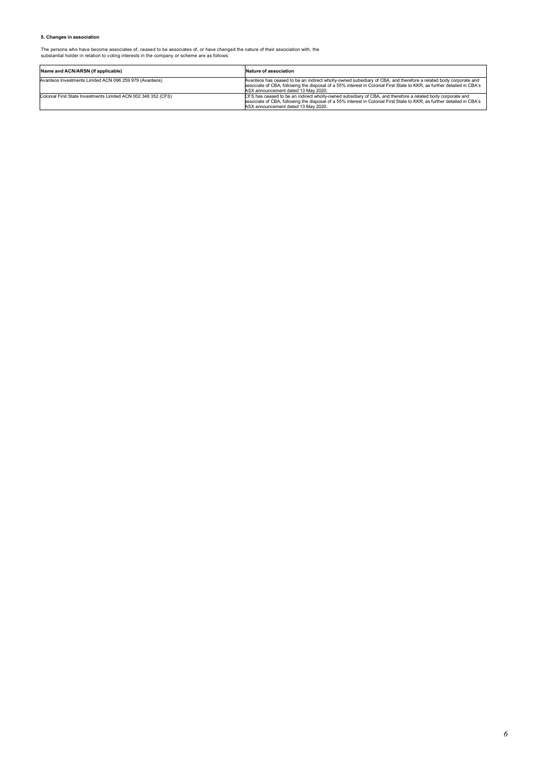**5. Changes in association**

The persons who have become associates of, ceased to be associates of, or have changed the nature of their association with, the substantial holder in relation to voting interests in the company or scheme are as follows:

| Name and ACN/ARSN (if applicable) | Nature of association |
| --- | --- |
| Avanteos Investments Limited ACN 096 259 979 (Avanteos) | Avanteos has ceased to be an indirect wholly-owned subsidiary of CBA, and therefore a related body corporate and associate of CBA, following the disposal of a 55% interest in Colonial First State to KKR, as further detailed in CBA's ASX announcement dated 13 May 2020. |
| Colonial First State Investments Limited ACN 002 348 352 (CFS) | CFS has ceased to be an indirect wholly-owned subsidiary of CBA, and therefore a related body corporate and associate of CBA, following the disposal of a 55% interest in Colonial First State to KKR, as further detailed in CBA's ASX announcement dated 13 May 2020. |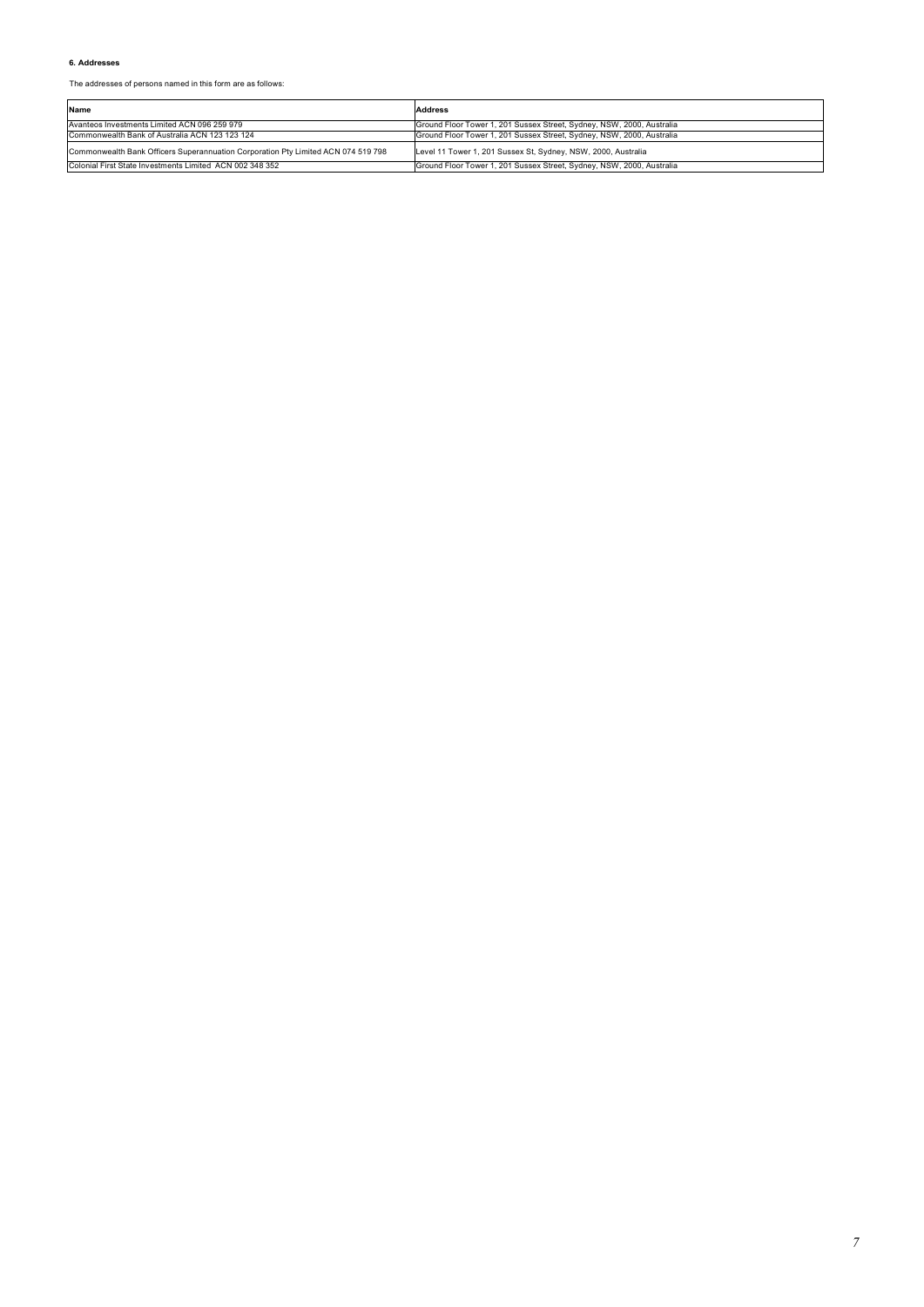#### 6. Addresses

The addresses of persons named in this form are as follows:

| Name | Address |
| --- | --- |
| Avanteos Investments Limited ACN 096 259 979 | Ground Floor Tower 1, 201 Sussex Street, Sydney, NSW, 2000, Australia |
| Commonwealth Bank of Australia ACN 123 123 124 | Ground Floor Tower 1, 201 Sussex Street, Sydney, NSW, 2000, Australia |
| Commonwealth Bank Officers Superannuation Corporation Pty Limited ACN 074 519 798 | Level 11 Tower 1, 201 Sussex St, Sydney, NSW, 2000, Australia |
| Colonial First State Investments Limited ACN 002 348 352 | Ground Floor Tower 1, 201 Sussex Street, Sydney, NSW, 2000, Australia |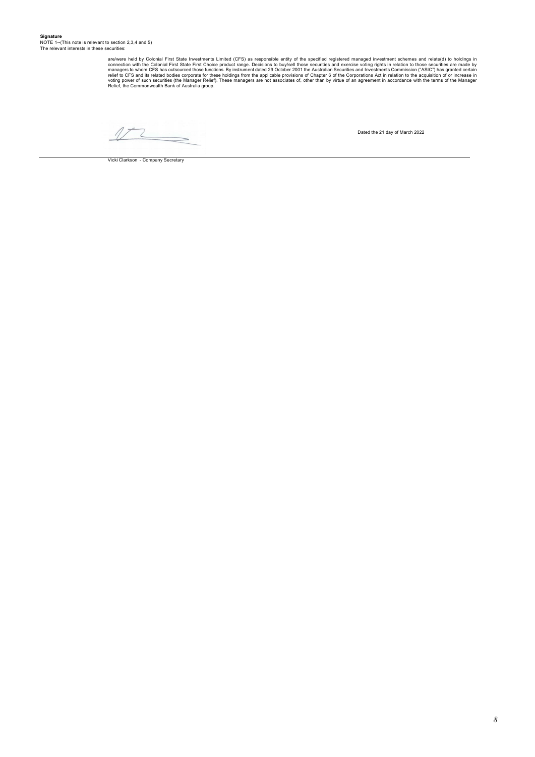**Signature**

NOTE 1--(This note is relevant to section 2,3,4 and 5)

The relevant interests in these securities:

are/were held by Colonial First State Investments Limited (CFS) as responsible entity of the specified registered managed investment schemes and relate(d) to holdings in connection with the Colonial First State First Choice product range. Decisions to buy/sell those securities and exercise voting rights in relation to those securities are made by managers to whom CFS has outsourced those functions. By instrument dated 29 October 2001 the Australian Securities and Investments Commission ("ASIC") has granted certain relief to CFS and its related bodies corporate for these holdings from the applicable provisions of Chapter 6 of the Corporations Act in relation to the acquisition of or increase in voting power of such securities (the Manager Relief). These managers are not associates of, other than by virtue of an agreement in accordance with the terms of the Manager Relief, the Commonwealth Bank of Australia group.

Dated the 21 day of March 2022

Vicki Clarkson - Company Secretary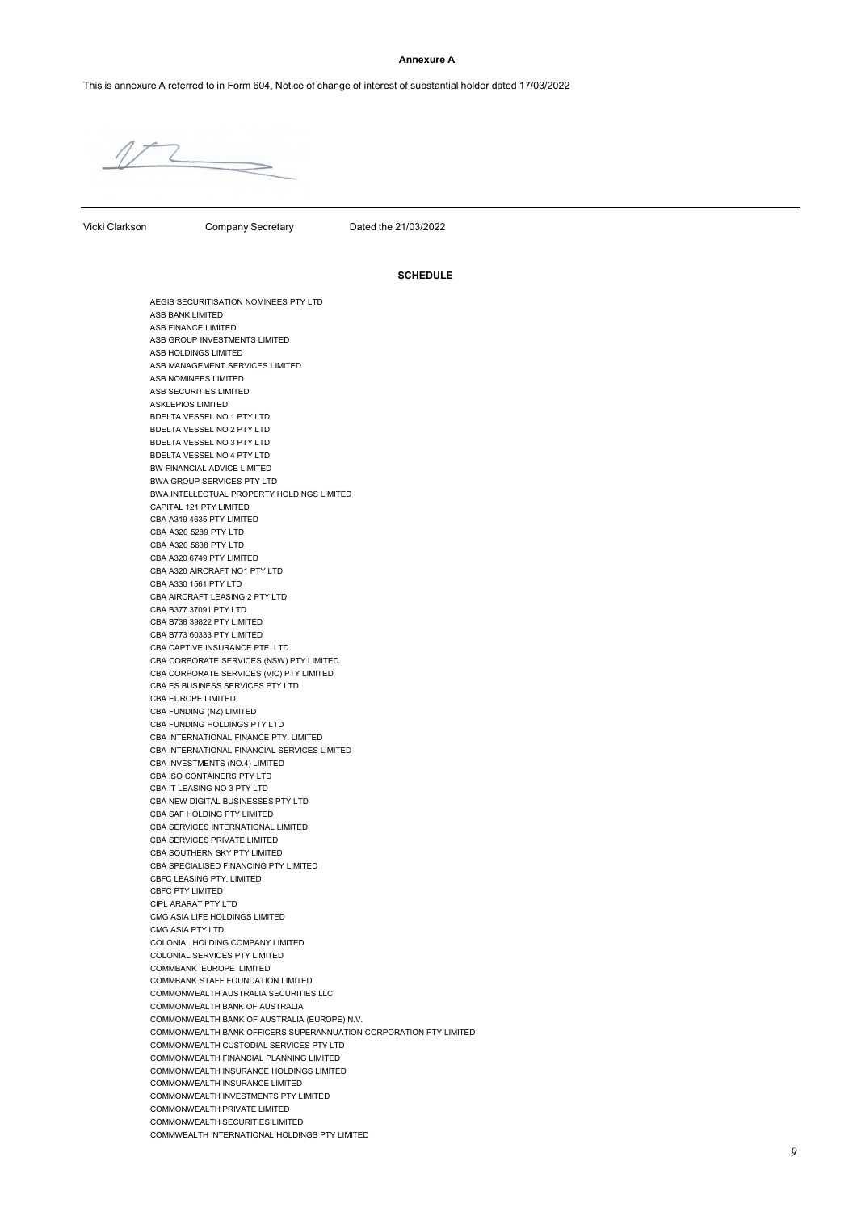**Annexure A**

This is annexure A referred to in Form 604, Notice of change of interest of substantial holder dated 17/03/2022

Vicki Clarkson Company Secretary Dated the 21/03/2022

**SCHEDULE**

AEGIS SECURITISATION NOMINEES PTY LTD
ASB BANK LIMITED
ASB FINANCE LIMITED
ASB GROUP INVESTMENTS LIMITED
ASB HOLDINGS LIMITED
ASB MANAGEMENT SERVICES LIMITED
ASB NOMINEES LIMITED
ASB SECURITIES LIMITED
ASKLEPIOS LIMITED
BDELTA VESSEL NO 1 PTY LTD
BDELTA VESSEL NO 2 PTY LTD
BDELTA VESSEL NO 3 PTY LTD
BDELTA VESSEL NO 4 PTY LTD
BW FINANCIAL ADVICE LIMITED
BWA GROUP SERVICES PTY LTD
BWA INTELLECTUAL PROPERTY HOLDINGS LIMITED
CAPITAL 121 PTY LIMITED
CBA A319 4635 PTY LIMITED
CBA A320 5289 PTY LTD
CBA A320 5638 PTY LTD
CBA A320 6749 PTY LIMITED
CBA A320 AIRCRAFT NO1 PTY LTD
CBA A330 1561 PTY LTD
CBA AIRCRAFT LEASING 2 PTY LTD
CBA B377 37091 PTY LTD
CBA B738 39822 PTY LIMITED
CBA B773 60333 PTY LIMITED
CBA CAPTIVE INSURANCE PTE. LTD
CBA CORPORATE SERVICES (NSW) PTY LIMITED
CBA CORPORATE SERVICES (VIC) PTY LIMITED
CBA ES BUSINESS SERVICES PTY LTD
CBA EUROPE LIMITED
CBA FUNDING (NZ) LIMITED
CBA FUNDING HOLDINGS PTY LTD
CBA INTERNATIONAL FINANCE PTY. LIMITED
CBA INTERNATIONAL FINANCIAL SERVICES LIMITED
CBA INVESTMENTS (NO.4) LIMITED
CBA ISO CONTAINERS PTY LTD
CBA IT LEASING NO 3 PTY LTD
CBA NEW DIGITAL BUSINESSES PTY LTD
CBA SAF HOLDING PTY LIMITED
CBA SERVICES INTERNATIONAL LIMITED
CBA SERVICES PRIVATE LIMITED
CBA SOUTHERN SKY PTY LIMITED
CBA SPECIALISED FINANCING PTY LIMITED
CBFC LEASING PTY. LIMITED
CBFC PTY LIMITED
CIPL ARARAT PTY LTD
CMG ASIA LIFE HOLDINGS LIMITED
CMG ASIA PTY LTD
COLONIAL HOLDING COMPANY LIMITED
COLONIAL SERVICES PTY LIMITED
COMMBANK EUROPE LIMITED
COMMBANK STAFF FOUNDATION LIMITED
COMMONWEALTH AUSTRALIA SECURITIES LLC
COMMONWEALTH BANK OF AUSTRALIA
COMMONWEALTH BANK OF AUSTRALIA (EUROPE) N.V.
COMMONWEALTH BANK OFFICERS SUPERANNUATION CORPORATION PTY LIMITED
COMMONWEALTH CUSTODIAL SERVICES PTY LTD
COMMONWEALTH FINANCIAL PLANNING LIMITED
COMMONWEALTH INSURANCE HOLDINGS LIMITED
COMMONWEALTH INSURANCE LIMITED
COMMONWEALTH INVESTMENTS PTY LIMITED
COMMONWEALTH PRIVATE LIMITED
COMMONWEALTH SECURITIES LIMITED
COMMWEALTH INTERNATIONAL HOLDINGS PTY LIMITED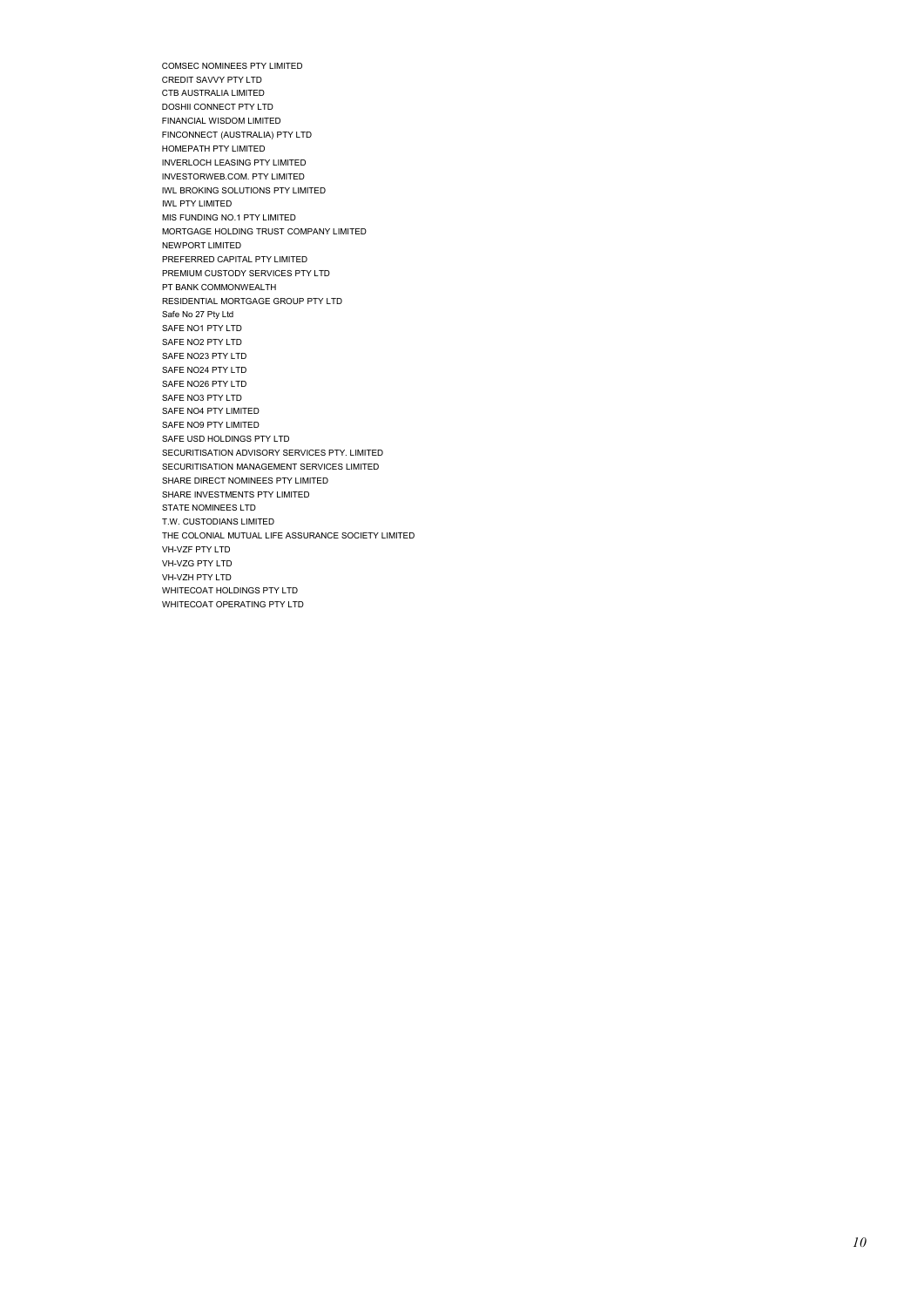COMSEC NOMINEES PTY LIMITED
CREDIT SAVVY PTY LTD
CTB AUSTRALIA LIMITED
DOSHII CONNECT PTY LTD
FINANCIAL WISDOM LIMITED
FINCONNECT (AUSTRALIA) PTY LTD
HOMEPATH PTY LIMITED
INVERLOCH LEASING PTY LIMITED
INVESTORWEB.COM. PTY LIMITED
IWL BROKING SOLUTIONS PTY LIMITED
IWL PTY LIMITED
MIS FUNDING NO.1 PTY LIMITED
MORTGAGE HOLDING TRUST COMPANY LIMITED
NEWPORT LIMITED
PREFERRED CAPITAL PTY LIMITED
PREMIUM CUSTODY SERVICES PTY LTD
PT BANK COMMONWEALTH
RESIDENTIAL MORTGAGE GROUP PTY LTD
Safe No 27 Pty Ltd
SAFE NO1 PTY LTD
SAFE NO2 PTY LTD
SAFE NO23 PTY LTD
SAFE NO24 PTY LTD
SAFE NO26 PTY LTD
SAFE NO3 PTY LTD
SAFE NO4 PTY LIMITED
SAFE NO9 PTY LIMITED
SAFE USD HOLDINGS PTY LTD
SECURITISATION ADVISORY SERVICES PTY. LIMITED
SECURITISATION MANAGEMENT SERVICES LIMITED
SHARE DIRECT NOMINEES PTY LIMITED
SHARE INVESTMENTS PTY LIMITED
STATE NOMINEES LTD
T.W. CUSTODIANS LIMITED
THE COLONIAL MUTUAL LIFE ASSURANCE SOCIETY LIMITED
VH-VZF PTY LTD
VH-VZG PTY LTD
VH-VZH PTY LTD
WHITECOAT HOLDINGS PTY LTD
WHITECOAT OPERATING PTY LTD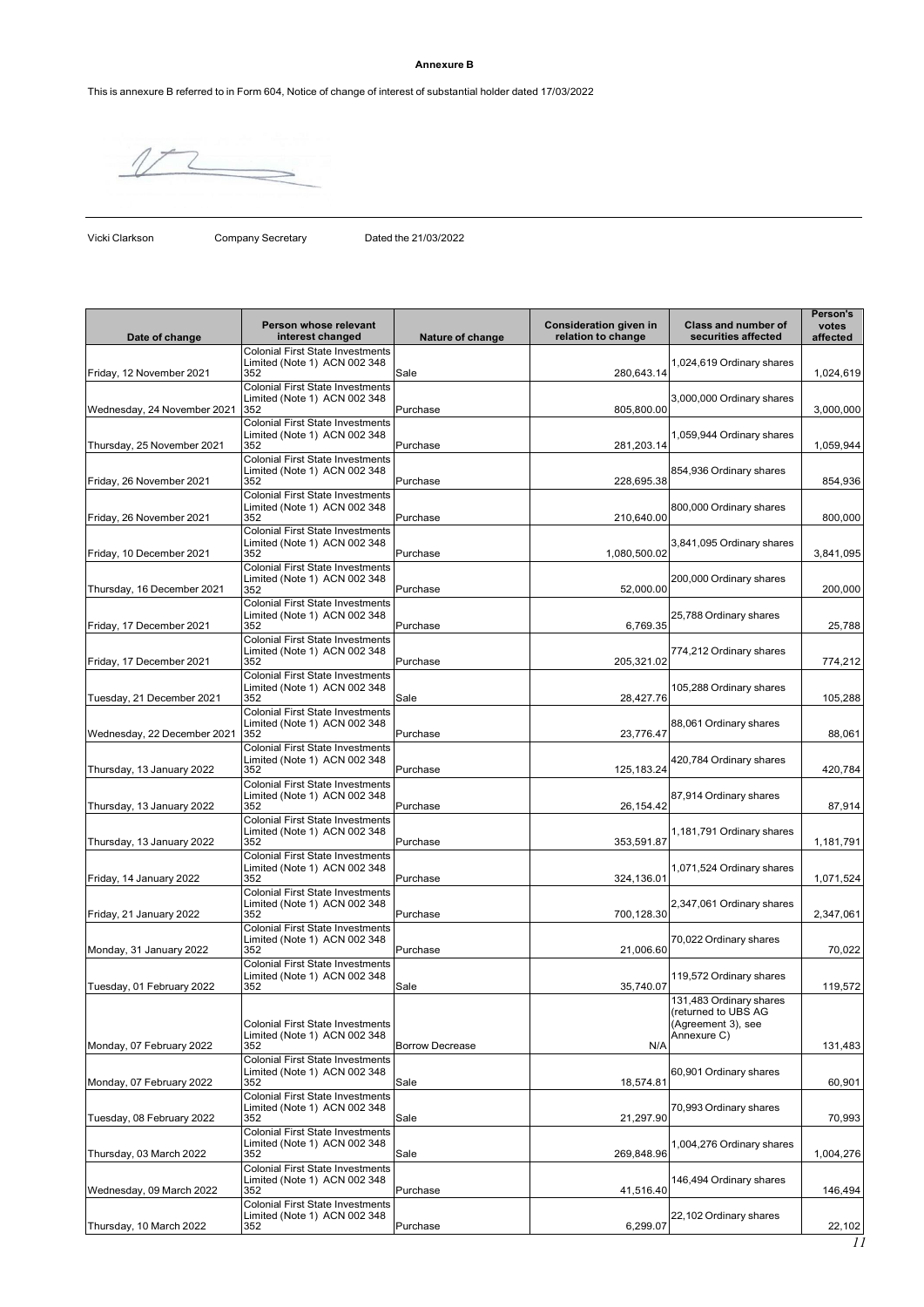**Annexure B**

This is annexure B referred to in Form 604, Notice of change of interest of substantial holder dated 17/03/2022

Vicki Clarkson Company Secretary Dated the 21/03/2022

| Date of change | Person whose relevant interest changed | Nature of change | Consideration given in relation to change | Class and number of securities affected | Person's votes affected |
|---|---|---|---|---|---|
| Friday, 12 November 2021 | Colonial First State Investments Limited (Note 1) ACN 002 348 352 | Sale | 280,643.14 | 1,024,619 Ordinary shares | 1,024,619 |
| Wednesday, 24 November 2021 | Colonial First State Investments Limited (Note 1) ACN 002 348 352 | Purchase | 805,800.00 | 3,000,000 Ordinary shares | 3,000,000 |
| Thursday, 25 November 2021 | Colonial First State Investments Limited (Note 1) ACN 002 348 352 | Purchase | 281,203.14 | 1,059,944 Ordinary shares | 1,059,944 |
| Friday, 26 November 2021 | Colonial First State Investments Limited (Note 1) ACN 002 348 352 | Purchase | 228,695.38 | 854,936 Ordinary shares | 854,936 |
| Friday, 26 November 2021 | Colonial First State Investments Limited (Note 1) ACN 002 348 352 | Purchase | 210,640.00 | 800,000 Ordinary shares | 800,000 |
| Friday, 10 December 2021 | Colonial First State Investments Limited (Note 1) ACN 002 348 352 | Purchase | 1,080,500.02 | 3,841,095 Ordinary shares | 3,841,095 |
| Thursday, 16 December 2021 | Colonial First State Investments Limited (Note 1) ACN 002 348 352 | Purchase | 52,000.00 | 200,000 Ordinary shares | 200,000 |
| Friday, 17 December 2021 | Colonial First State Investments Limited (Note 1) ACN 002 348 352 | Purchase | 6,769.35 | 25,788 Ordinary shares | 25,788 |
| Friday, 17 December 2021 | Colonial First State Investments Limited (Note 1) ACN 002 348 352 | Purchase | 205,321.02 | 774,212 Ordinary shares | 774,212 |
| Tuesday, 21 December 2021 | Colonial First State Investments Limited (Note 1) ACN 002 348 352 | Sale | 28,427.76 | 105,288 Ordinary shares | 105,288 |
| Wednesday, 22 December 2021 | Colonial First State Investments Limited (Note 1) ACN 002 348 352 | Purchase | 23,776.47 | 88,061 Ordinary shares | 88,061 |
| Thursday, 13 January 2022 | Colonial First State Investments Limited (Note 1) ACN 002 348 352 | Purchase | 125,183.24 | 420,784 Ordinary shares | 420,784 |
| Thursday, 13 January 2022 | Colonial First State Investments Limited (Note 1) ACN 002 348 352 | Purchase | 26,154.42 | 87,914 Ordinary shares | 87,914 |
| Thursday, 13 January 2022 | Colonial First State Investments Limited (Note 1) ACN 002 348 352 | Purchase | 353,591.87 | 1,181,791 Ordinary shares | 1,181,791 |
| Friday, 14 January 2022 | Colonial First State Investments Limited (Note 1) ACN 002 348 352 | Purchase | 324,136.01 | 1,071,524 Ordinary shares | 1,071,524 |
| Friday, 21 January 2022 | Colonial First State Investments Limited (Note 1) ACN 002 348 352 | Purchase | 700,128.30 | 2,347,061 Ordinary shares | 2,347,061 |
| Monday, 31 January 2022 | Colonial First State Investments Limited (Note 1) ACN 002 348 352 | Purchase | 21,006.60 | 70,022 Ordinary shares | 70,022 |
| Tuesday, 01 February 2022 | Colonial First State Investments Limited (Note 1) ACN 002 348 352 | Sale | 35,740.07 | 119,572 Ordinary shares | 119,572 |
| Monday, 07 February 2022 | Colonial First State Investments Limited (Note 1) ACN 002 348 352 | Borrow Decrease | N/A | 131,483 Ordinary shares (returned to UBS AG (Agreement 3), see Annexure C) | 131,483 |
| Monday, 07 February 2022 | Colonial First State Investments Limited (Note 1) ACN 002 348 352 | Sale | 18,574.81 | 60,901 Ordinary shares | 60,901 |
| Tuesday, 08 February 2022 | Colonial First State Investments Limited (Note 1) ACN 002 348 352 | Sale | 21,297.90 | 70,993 Ordinary shares | 70,993 |
| Thursday, 03 March 2022 | Colonial First State Investments Limited (Note 1) ACN 002 348 352 | Sale | 269,848.96 | 1,004,276 Ordinary shares | 1,004,276 |
| Wednesday, 09 March 2022 | Colonial First State Investments Limited (Note 1) ACN 002 348 352 | Purchase | 41,516.40 | 146,494 Ordinary shares | 146,494 |
| Thursday, 10 March 2022 | Colonial First State Investments Limited (Note 1) ACN 002 348 352 | Purchase | 6,299.07 | 22,102 Ordinary shares | 22,102 |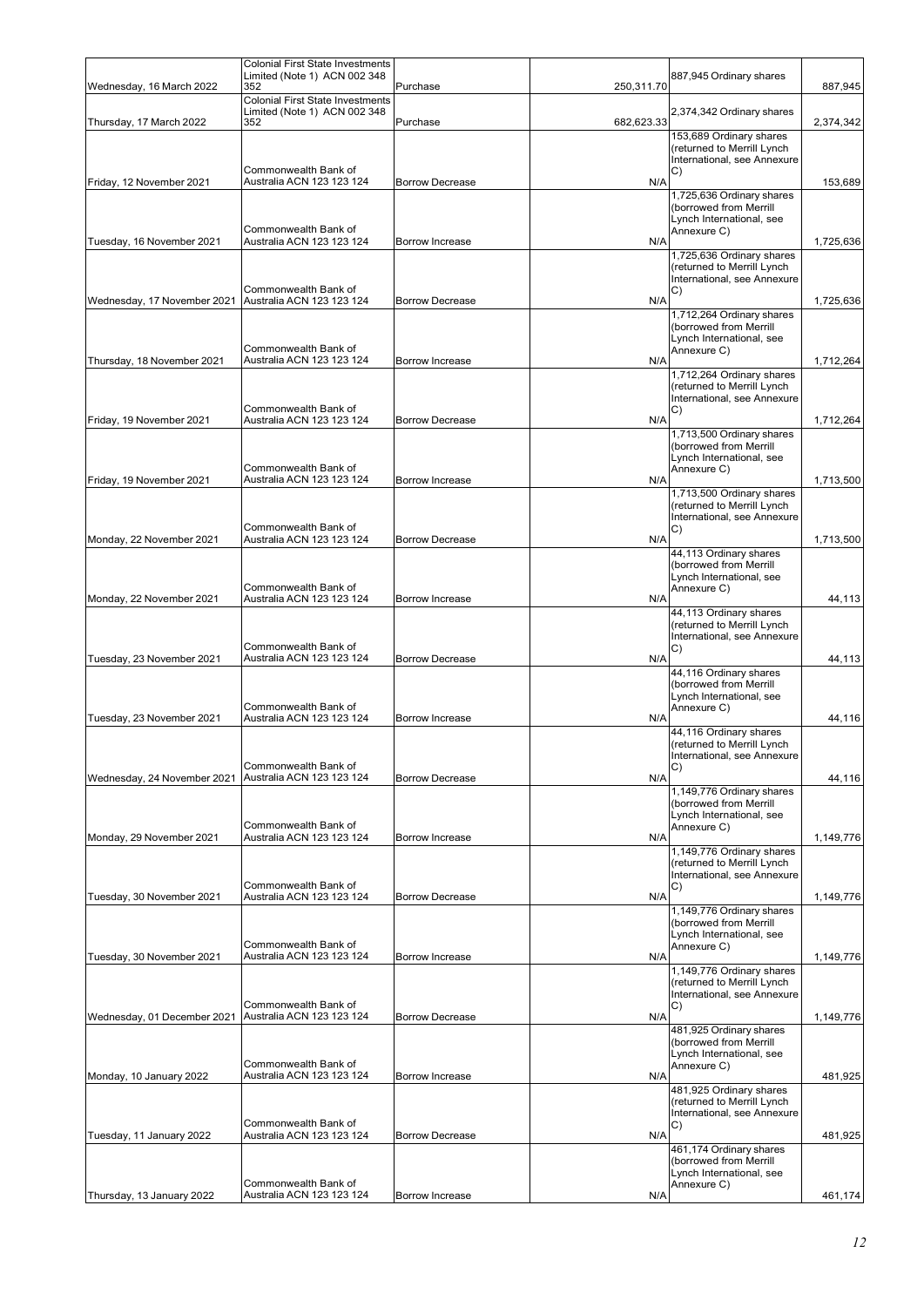| | | | | | |
|---|---|---|---|---|---|
| Wednesday, 16 March 2022 | Colonial First State Investments Limited (Note 1) ACN 002 348 352 | Purchase | 250,311.70 | 887,945 Ordinary shares | 887,945 |
| Thursday, 17 March 2022 | Colonial First State Investments Limited (Note 1) ACN 002 348 352 | Purchase | 682,623.33 | 2,374,342 Ordinary shares | 2,374,342 |
| Friday, 12 November 2021 | Commonwealth Bank of Australia ACN 123 123 124 | Borrow Decrease | N/A | 153,689 Ordinary shares (returned to Merrill Lynch International, see Annexure C) | 153,689 |
| Tuesday, 16 November 2021 | Commonwealth Bank of Australia ACN 123 123 124 | Borrow Increase | N/A | 1,725,636 Ordinary shares (borrowed from Merrill Lynch International, see Annexure C) | 1,725,636 |
| Wednesday, 17 November 2021 | Commonwealth Bank of Australia ACN 123 123 124 | Borrow Decrease | N/A | 1,725,636 Ordinary shares (returned to Merrill Lynch International, see Annexure C) | 1,725,636 |
| Thursday, 18 November 2021 | Commonwealth Bank of Australia ACN 123 123 124 | Borrow Increase | N/A | 1,712,264 Ordinary shares (borrowed from Merrill Lynch International, see Annexure C) | 1,712,264 |
| Friday, 19 November 2021 | Commonwealth Bank of Australia ACN 123 123 124 | Borrow Decrease | N/A | 1,712,264 Ordinary shares (returned to Merrill Lynch International, see Annexure C) | 1,712,264 |
| Friday, 19 November 2021 | Commonwealth Bank of Australia ACN 123 123 124 | Borrow Increase | N/A | 1,713,500 Ordinary shares (borrowed from Merrill Lynch International, see Annexure C) | 1,713,500 |
| Monday, 22 November 2021 | Commonwealth Bank of Australia ACN 123 123 124 | Borrow Decrease | N/A | 1,713,500 Ordinary shares (returned to Merrill Lynch International, see Annexure C) | 1,713,500 |
| Monday, 22 November 2021 | Commonwealth Bank of Australia ACN 123 123 124 | Borrow Increase | N/A | 44,113 Ordinary shares (borrowed from Merrill Lynch International, see Annexure C) | 44,113 |
| Tuesday, 23 November 2021 | Commonwealth Bank of Australia ACN 123 123 124 | Borrow Decrease | N/A | 44,113 Ordinary shares (returned to Merrill Lynch International, see Annexure C) | 44,113 |
| Tuesday, 23 November 2021 | Commonwealth Bank of Australia ACN 123 123 124 | Borrow Increase | N/A | 44,116 Ordinary shares (borrowed from Merrill Lynch International, see Annexure C) | 44,116 |
| Wednesday, 24 November 2021 | Commonwealth Bank of Australia ACN 123 123 124 | Borrow Decrease | N/A | 44,116 Ordinary shares (returned to Merrill Lynch International, see Annexure C) | 44,116 |
| Monday, 29 November 2021 | Commonwealth Bank of Australia ACN 123 123 124 | Borrow Increase | N/A | 1,149,776 Ordinary shares (borrowed from Merrill Lynch International, see Annexure C) | 1,149,776 |
| Tuesday, 30 November 2021 | Commonwealth Bank of Australia ACN 123 123 124 | Borrow Decrease | N/A | 1,149,776 Ordinary shares (returned to Merrill Lynch International, see Annexure C) | 1,149,776 |
| Tuesday, 30 November 2021 | Commonwealth Bank of Australia ACN 123 123 124 | Borrow Increase | N/A | 1,149,776 Ordinary shares (borrowed from Merrill Lynch International, see Annexure C) | 1,149,776 |
| Wednesday, 01 December 2021 | Commonwealth Bank of Australia ACN 123 123 124 | Borrow Decrease | N/A | 1,149,776 Ordinary shares (returned to Merrill Lynch International, see Annexure C) | 1,149,776 |
| Monday, 10 January 2022 | Commonwealth Bank of Australia ACN 123 123 124 | Borrow Increase | N/A | 481,925 Ordinary shares (borrowed from Merrill Lynch International, see Annexure C) | 481,925 |
| Tuesday, 11 January 2022 | Commonwealth Bank of Australia ACN 123 123 124 | Borrow Decrease | N/A | 481,925 Ordinary shares (returned to Merrill Lynch International, see Annexure C) | 481,925 |
| Thursday, 13 January 2022 | Commonwealth Bank of Australia ACN 123 123 124 | Borrow Increase | N/A | 461,174 Ordinary shares (borrowed from Merrill Lynch International, see Annexure C) | 461,174 |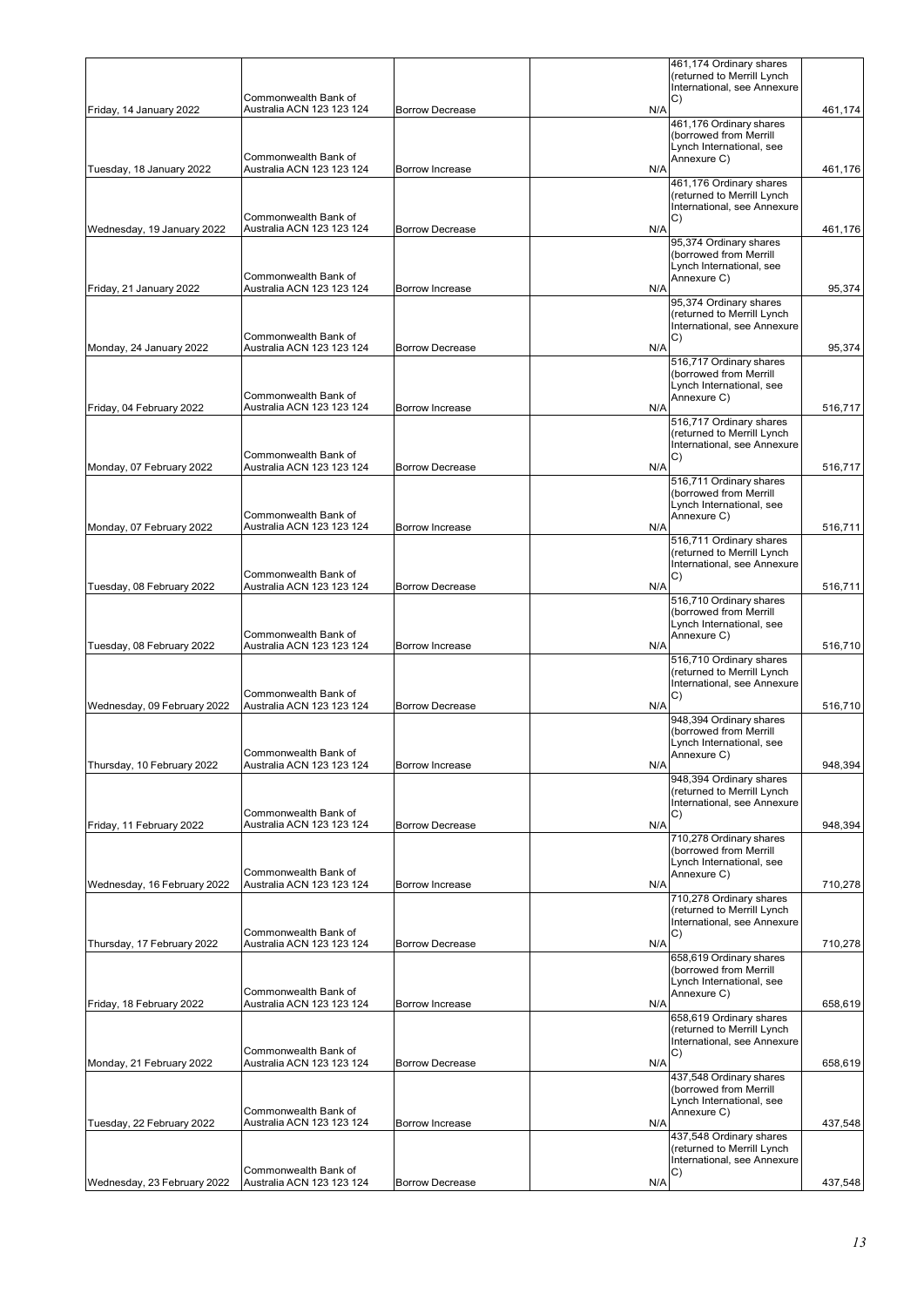| | | | | | |
|---|---|---|---|---|---|
| Friday, 14 January 2022 | Commonwealth Bank of Australia ACN 123 123 124 | Borrow Decrease | N/A | 461,174 Ordinary shares (returned to Merrill Lynch International, see Annexure C) | 461,174 |
| Tuesday, 18 January 2022 | Commonwealth Bank of Australia ACN 123 123 124 | Borrow Increase | N/A | 461,176 Ordinary shares (borrowed from Merrill Lynch International, see Annexure C) | 461,176 |
| Wednesday, 19 January 2022 | Commonwealth Bank of Australia ACN 123 123 124 | Borrow Decrease | N/A | 461,176 Ordinary shares (returned to Merrill Lynch International, see Annexure C) | 461,176 |
| Friday, 21 January 2022 | Commonwealth Bank of Australia ACN 123 123 124 | Borrow Increase | N/A | 95,374 Ordinary shares (borrowed from Merrill Lynch International, see Annexure C) | 95,374 |
| Monday, 24 January 2022 | Commonwealth Bank of Australia ACN 123 123 124 | Borrow Decrease | N/A | 95,374 Ordinary shares (returned to Merrill Lynch International, see Annexure C) | 95,374 |
| Friday, 04 February 2022 | Commonwealth Bank of Australia ACN 123 123 124 | Borrow Increase | N/A | 516,717 Ordinary shares (borrowed from Merrill Lynch International, see Annexure C) | 516,717 |
| Monday, 07 February 2022 | Commonwealth Bank of Australia ACN 123 123 124 | Borrow Decrease | N/A | 516,717 Ordinary shares (returned to Merrill Lynch International, see Annexure C) | 516,717 |
| Monday, 07 February 2022 | Commonwealth Bank of Australia ACN 123 123 124 | Borrow Increase | N/A | 516,711 Ordinary shares (borrowed from Merrill Lynch International, see Annexure C) | 516,711 |
| Tuesday, 08 February 2022 | Commonwealth Bank of Australia ACN 123 123 124 | Borrow Decrease | N/A | 516,711 Ordinary shares (returned to Merrill Lynch International, see Annexure C) | 516,711 |
| Tuesday, 08 February 2022 | Commonwealth Bank of Australia ACN 123 123 124 | Borrow Increase | N/A | 516,710 Ordinary shares (borrowed from Merrill Lynch International, see Annexure C) | 516,710 |
| Wednesday, 09 February 2022 | Commonwealth Bank of Australia ACN 123 123 124 | Borrow Decrease | N/A | 516,710 Ordinary shares (returned to Merrill Lynch International, see Annexure C) | 516,710 |
| Thursday, 10 February 2022 | Commonwealth Bank of Australia ACN 123 123 124 | Borrow Increase | N/A | 948,394 Ordinary shares (borrowed from Merrill Lynch International, see Annexure C) | 948,394 |
| Friday, 11 February 2022 | Commonwealth Bank of Australia ACN 123 123 124 | Borrow Decrease | N/A | 948,394 Ordinary shares (returned to Merrill Lynch International, see Annexure C) | 948,394 |
| Wednesday, 16 February 2022 | Commonwealth Bank of Australia ACN 123 123 124 | Borrow Increase | N/A | 710,278 Ordinary shares (borrowed from Merrill Lynch International, see Annexure C) | 710,278 |
| Thursday, 17 February 2022 | Commonwealth Bank of Australia ACN 123 123 124 | Borrow Decrease | N/A | 710,278 Ordinary shares (returned to Merrill Lynch International, see Annexure C) | 710,278 |
| Friday, 18 February 2022 | Commonwealth Bank of Australia ACN 123 123 124 | Borrow Increase | N/A | 658,619 Ordinary shares (borrowed from Merrill Lynch International, see Annexure C) | 658,619 |
| Monday, 21 February 2022 | Commonwealth Bank of Australia ACN 123 123 124 | Borrow Decrease | N/A | 658,619 Ordinary shares (returned to Merrill Lynch International, see Annexure C) | 658,619 |
| Tuesday, 22 February 2022 | Commonwealth Bank of Australia ACN 123 123 124 | Borrow Increase | N/A | 437,548 Ordinary shares (borrowed from Merrill Lynch International, see Annexure C) | 437,548 |
| Wednesday, 23 February 2022 | Commonwealth Bank of Australia ACN 123 123 124 | Borrow Decrease | N/A | 437,548 Ordinary shares (returned to Merrill Lynch International, see Annexure C) | 437,548 |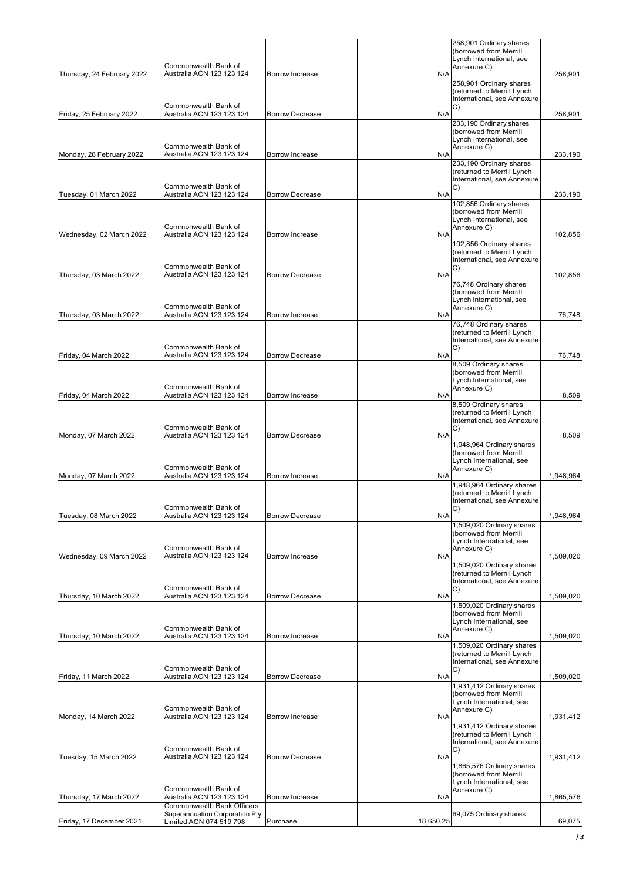| | | | | | |
|---|---|---|---|---|---|
| Thursday, 24 February 2022 | Commonwealth Bank of Australia ACN 123 123 124 | Borrow Increase | N/A | 258,901 Ordinary shares (borrowed from Merrill Lynch International, see Annexure C) | 258,901 |
| Friday, 25 February 2022 | Commonwealth Bank of Australia ACN 123 123 124 | Borrow Decrease | N/A | 258,901 Ordinary shares (returned to Merrill Lynch International, see Annexure C) | 258,901 |
| Monday, 28 February 2022 | Commonwealth Bank of Australia ACN 123 123 124 | Borrow Increase | N/A | 233,190 Ordinary shares (borrowed from Merrill Lynch International, see Annexure C) | 233,190 |
| Tuesday, 01 March 2022 | Commonwealth Bank of Australia ACN 123 123 124 | Borrow Decrease | N/A | 233,190 Ordinary shares (returned to Merrill Lynch International, see Annexure C) | 233,190 |
| Wednesday, 02 March 2022 | Commonwealth Bank of Australia ACN 123 123 124 | Borrow Increase | N/A | 102,856 Ordinary shares (borrowed from Merrill Lynch International, see Annexure C) | 102,856 |
| Thursday, 03 March 2022 | Commonwealth Bank of Australia ACN 123 123 124 | Borrow Decrease | N/A | 102,856 Ordinary shares (returned to Merrill Lynch International, see Annexure C) | 102,856 |
| Thursday, 03 March 2022 | Commonwealth Bank of Australia ACN 123 123 124 | Borrow Increase | N/A | 76,748 Ordinary shares (borrowed from Merrill Lynch International, see Annexure C) | 76,748 |
| Friday, 04 March 2022 | Commonwealth Bank of Australia ACN 123 123 124 | Borrow Decrease | N/A | 76,748 Ordinary shares (returned to Merrill Lynch International, see Annexure C) | 76,748 |
| Friday, 04 March 2022 | Commonwealth Bank of Australia ACN 123 123 124 | Borrow Increase | N/A | 8,509 Ordinary shares (borrowed from Merrill Lynch International, see Annexure C) | 8,509 |
| Monday, 07 March 2022 | Commonwealth Bank of Australia ACN 123 123 124 | Borrow Decrease | N/A | 8,509 Ordinary shares (returned to Merrill Lynch International, see Annexure C) | 8,509 |
| Monday, 07 March 2022 | Commonwealth Bank of Australia ACN 123 123 124 | Borrow Increase | N/A | 1,948,964 Ordinary shares (borrowed from Merrill Lynch International, see Annexure C) | 1,948,964 |
| Tuesday, 08 March 2022 | Commonwealth Bank of Australia ACN 123 123 124 | Borrow Decrease | N/A | 1,948,964 Ordinary shares (returned to Merrill Lynch International, see Annexure C) | 1,948,964 |
| Wednesday, 09 March 2022 | Commonwealth Bank of Australia ACN 123 123 124 | Borrow Increase | N/A | 1,509,020 Ordinary shares (borrowed from Merrill Lynch International, see Annexure C) | 1,509,020 |
| Thursday, 10 March 2022 | Commonwealth Bank of Australia ACN 123 123 124 | Borrow Decrease | N/A | 1,509,020 Ordinary shares (returned to Merrill Lynch International, see Annexure C) | 1,509,020 |
| Thursday, 10 March 2022 | Commonwealth Bank of Australia ACN 123 123 124 | Borrow Increase | N/A | 1,509,020 Ordinary shares (borrowed from Merrill Lynch International, see Annexure C) | 1,509,020 |
| Friday, 11 March 2022 | Commonwealth Bank of Australia ACN 123 123 124 | Borrow Decrease | N/A | 1,509,020 Ordinary shares (returned to Merrill Lynch International, see Annexure C) | 1,509,020 |
| Monday, 14 March 2022 | Commonwealth Bank of Australia ACN 123 123 124 | Borrow Increase | N/A | 1,931,412 Ordinary shares (borrowed from Merrill Lynch International, see Annexure C) | 1,931,412 |
| Tuesday, 15 March 2022 | Commonwealth Bank of Australia ACN 123 123 124 | Borrow Decrease | N/A | 1,931,412 Ordinary shares (returned to Merrill Lynch International, see Annexure C) | 1,931,412 |
| Thursday, 17 March 2022 | Commonwealth Bank of Australia ACN 123 123 124 | Borrow Increase | N/A | 1,865,576 Ordinary shares (borrowed from Merrill Lynch International, see Annexure C) | 1,865,576 |
| Friday, 17 December 2021 | Commonwealth Bank Officers Superannuation Corporation Pty Limited ACN 074 519 798 | Purchase | 18,650.25 | 69,075 Ordinary shares | 69,075 |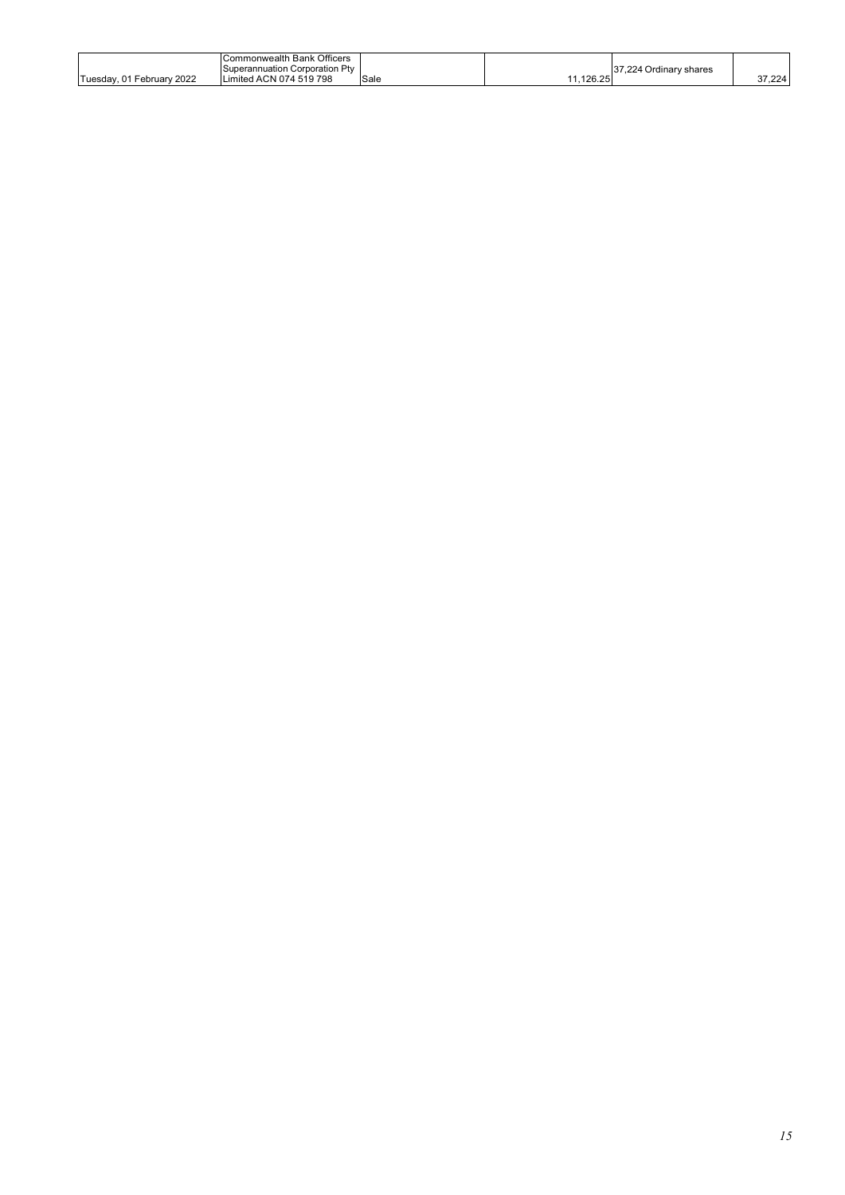| | | | | | |
|---|---|---|---|---|---|
| Tuesday, 01 February 2022 | Commonwealth Bank Officers Superannuation Corporation Pty Limited ACN 074 519 798 | Sale | 11,126.25 | 37,224 Ordinary shares | 37,224 |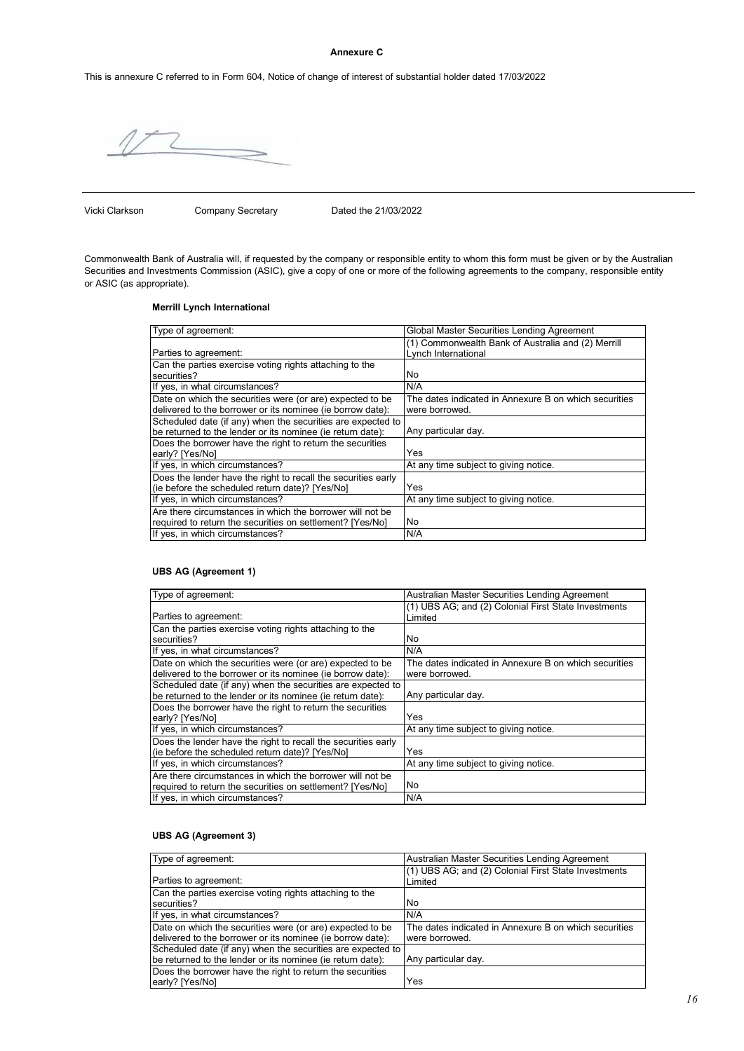**Annexure C**

This is annexure C referred to in Form 604, Notice of change of interest of substantial holder dated 17/03/2022

Vicki Clarkson    Company Secretary    Dated the 21/03/2022

Commonwealth Bank of Australia will, if requested by the company or responsible entity to whom this form must be given or by the Australian Securities and Investments Commission (ASIC), give a copy of one or more of the following agreements to the company, responsible entity or ASIC (as appropriate).

**Merrill Lynch International**

| Type of agreement: | Global Master Securities Lending Agreement |
|---|---|
| Parties to agreement: | (1) Commonwealth Bank of Australia and (2) Merrill Lynch International |
| Can the parties exercise voting rights attaching to the securities? | No |
| If yes, in what circumstances? | N/A |
| Date on which the securities were (or are) expected to be delivered to the borrower or its nominee (ie borrow date): | The dates indicated in Annexure B on which securities were borrowed. |
| Scheduled date (if any) when the securities are expected to be returned to the lender or its nominee (ie return date): | Any particular day. |
| Does the borrower have the right to return the securities early? [Yes/No] | Yes |
| If yes, in which circumstances? | At any time subject to giving notice. |
| Does the lender have the right to recall the securities early (ie before the scheduled return date)? [Yes/No] | Yes |
| If yes, in which circumstances? | At any time subject to giving notice. |
| Are there circumstances in which the borrower will not be required to return the securities on settlement? [Yes/No] | No |
| If yes, in which circumstances? | N/A |

**UBS AG (Agreement 1)**

| Type of agreement: | Australian Master Securities Lending Agreement |
|---|---|
| Parties to agreement: | (1) UBS AG; and (2) Colonial First State Investments Limited |
| Can the parties exercise voting rights attaching to the securities? | No |
| If yes, in what circumstances? | N/A |
| Date on which the securities were (or are) expected to be delivered to the borrower or its nominee (ie borrow date): | The dates indicated in Annexure B on which securities were borrowed. |
| Scheduled date (if any) when the securities are expected to be returned to the lender or its nominee (ie return date): | Any particular day. |
| Does the borrower have the right to return the securities early? [Yes/No] | Yes |
| If yes, in which circumstances? | At any time subject to giving notice. |
| Does the lender have the right to recall the securities early (ie before the scheduled return date)? [Yes/No] | Yes |
| If yes, in which circumstances? | At any time subject to giving notice. |
| Are there circumstances in which the borrower will not be required to return the securities on settlement? [Yes/No] | No |
| If yes, in which circumstances? | N/A |

**UBS AG (Agreement 3)**

| Type of agreement: | Australian Master Securities Lending Agreement |
|---|---|
| Parties to agreement: | (1) UBS AG; and (2) Colonial First State Investments Limited |
| Can the parties exercise voting rights attaching to the securities? | No |
| If yes, in what circumstances? | N/A |
| Date on which the securities were (or are) expected to be delivered to the borrower or its nominee (ie borrow date): | The dates indicated in Annexure B on which securities were borrowed. |
| Scheduled date (if any) when the securities are expected to be returned to the lender or its nominee (ie return date): | Any particular day. |
| Does the borrower have the right to return the securities early? [Yes/No] | Yes |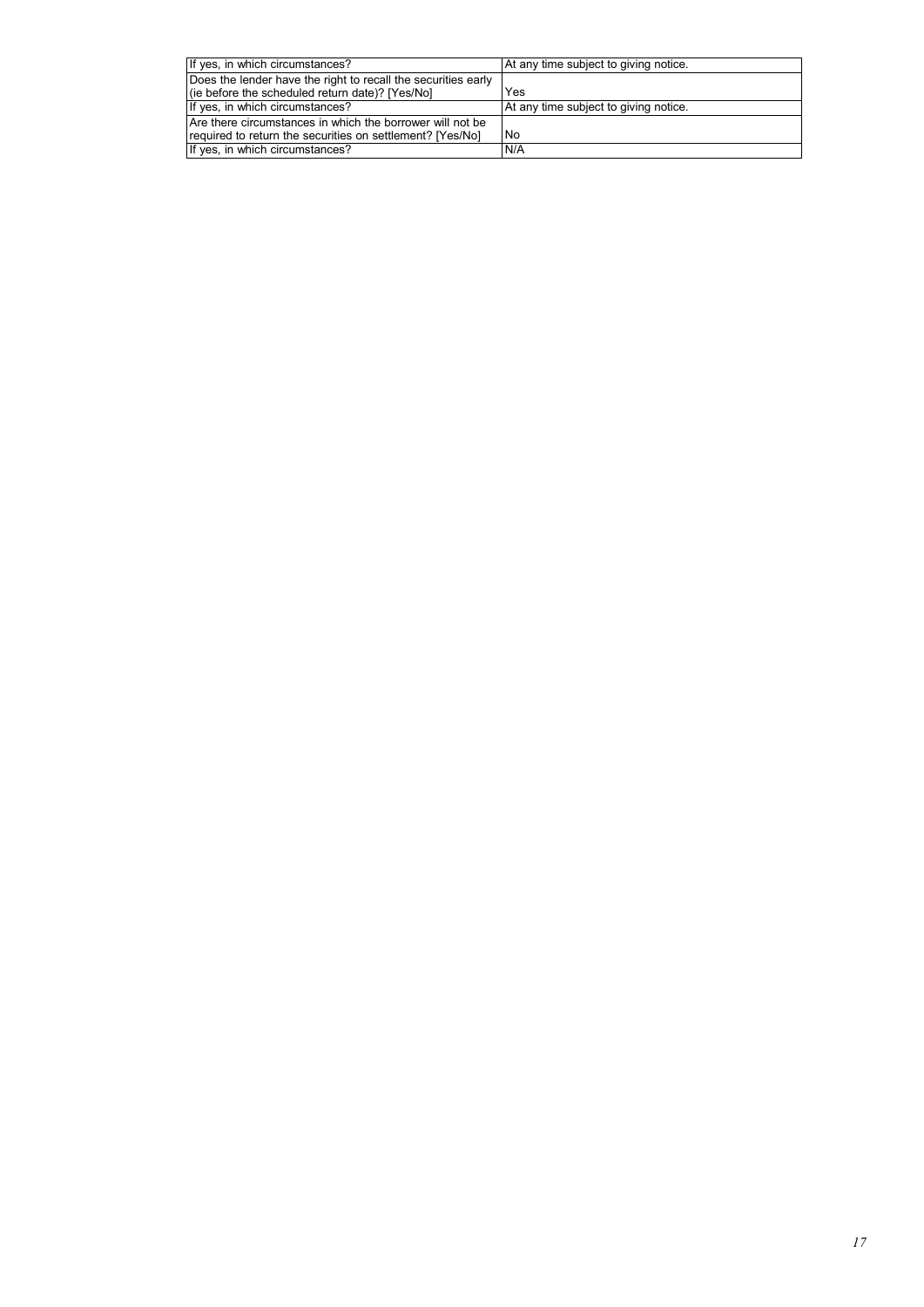| | |
|---|---|
| If yes, in which circumstances? | At any time subject to giving notice. |
| Does the lender have the right to recall the securities early (ie before the scheduled return date)? [Yes/No] | Yes |
| If yes, in which circumstances? | At any time subject to giving notice. |
| Are there circumstances in which the borrower will not be required to return the securities on settlement? [Yes/No] | No |
| If yes, in which circumstances? | N/A |